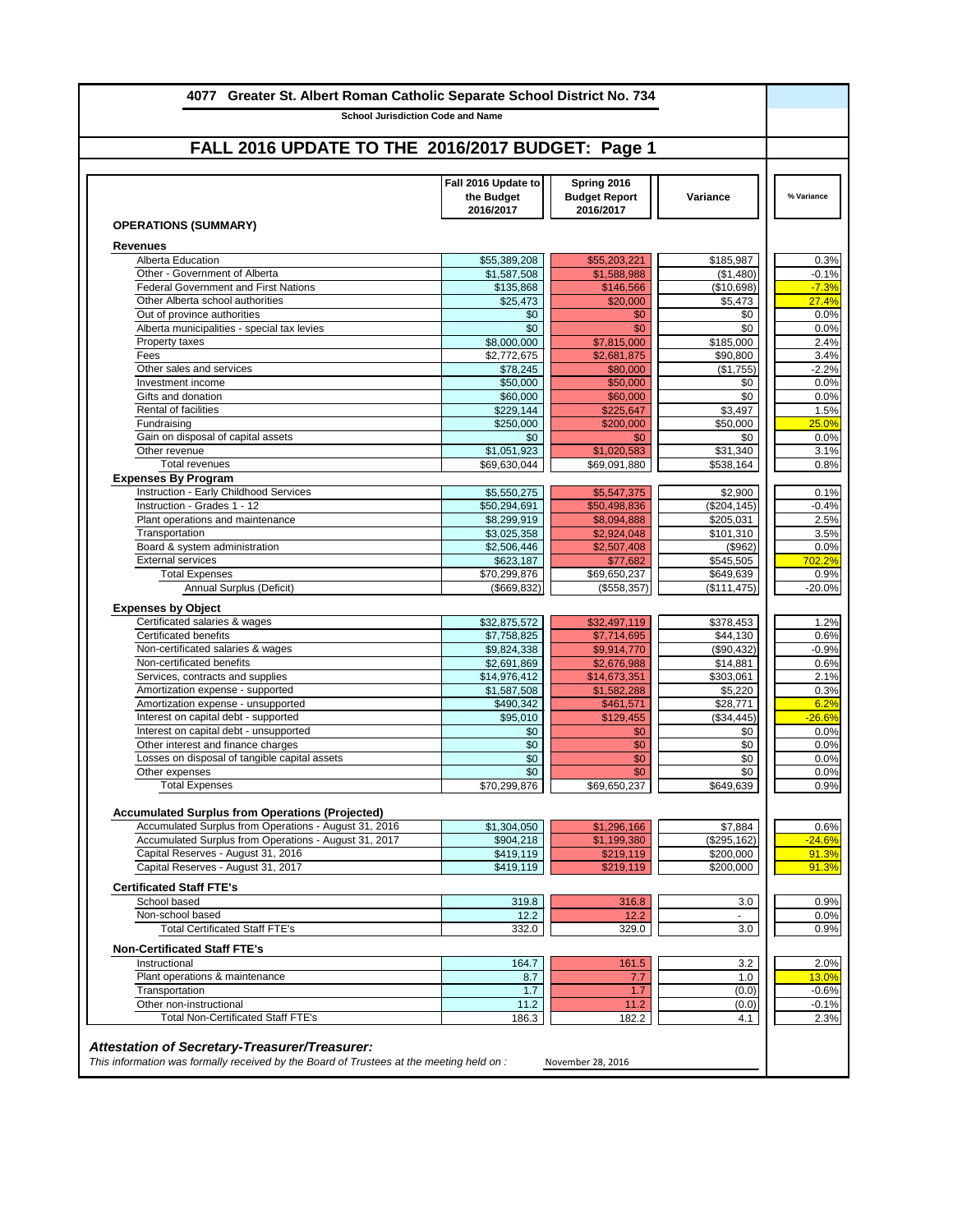## 4077 Greater St. Albert Roman Catholic Separate School District No. 734

**School Jurisdiction Code and Name**

# FALL 2016 UPDATE TO THE 2016/2017 BUDGET: Page 1

| OPERATIONS (SUMMARY) | Fall 2016 Update to the Budget 2016/2017 | Spring 2016 Budget Report 2016/2017 | Variance | % Variance |
|---|---|---|---|---|
| **Revenues** | | | | |
| Alberta Education | $55,389,208 | $55,203,221 | $185,987 | 0.3% |
| Other - Government of Alberta | $1,587,508 | $1,588,988 | ($1,480) | -0.1% |
| Federal Government and First Nations | $135,868 | $146,566 | ($10,698) | -7.3% |
| Other Alberta school authorities | $25,473 | $20,000 | $5,473 | 27.4% |
| Out of province authorities | $0 | $0 | $0 | 0.0% |
| Alberta municipalities - special tax levies | $0 | $0 | $0 | 0.0% |
| Property taxes | $8,000,000 | $7,815,000 | $185,000 | 2.4% |
| Fees | $2,772,675 | $2,681,875 | $90,800 | 3.4% |
| Other sales and services | $78,245 | $80,000 | ($1,755) | -2.2% |
| Investment income | $50,000 | $50,000 | $0 | 0.0% |
| Gifts and donation | $60,000 | $60,000 | $0 | 0.0% |
| Rental of facilities | $229,144 | $225,647 | $3,497 | 1.5% |
| Fundraising | $250,000 | $200,000 | $50,000 | 25.0% |
| Gain on disposal of capital assets | $0 | $0 | $0 | 0.0% |
| Other revenue | $1,051,923 | $1,020,583 | $31,340 | 3.1% |
| Total revenues | $69,630,044 | $69,091,880 | $538,164 | 0.8% |
| **Expenses By Program** | | | | |
| Instruction - Early Childhood Services | $5,550,275 | $5,547,375 | $2,900 | 0.1% |
| Instruction - Grades 1 - 12 | $50,294,691 | $50,498,836 | ($204,145) | -0.4% |
| Plant operations and maintenance | $8,299,919 | $8,094,888 | $205,031 | 2.5% |
| Transportation | $3,025,358 | $2,924,048 | $101,310 | 3.5% |
| Board & system administration | $2,506,446 | $2,507,408 | ($962) | 0.0% |
| External services | $623,187 | $77,682 | $545,505 | 702.2% |
| Total Expenses | $70,299,876 | $69,650,237 | $649,639 | 0.9% |
| Annual Surplus (Deficit) | ($669,832) | ($558,357) | ($111,475) | -20.0% |
| **Expenses by Object** | | | | |
| Certificated salaries & wages | $32,875,572 | $32,497,119 | $378,453 | 1.2% |
| Certificated benefits | $7,758,825 | $7,714,695 | $44,130 | 0.6% |
| Non-certificated salaries & wages | $9,824,338 | $9,914,770 | ($90,432) | -0.9% |
| Non-certificated benefits | $2,691,869 | $2,676,988 | $14,881 | 0.6% |
| Services, contracts and supplies | $14,976,412 | $14,673,351 | $303,061 | 2.1% |
| Amortization expense - supported | $1,587,508 | $1,582,288 | $5,220 | 0.3% |
| Amortization expense - unsupported | $490,342 | $461,571 | $28,771 | 6.2% |
| Interest on capital debt - supported | $95,010 | $129,455 | ($34,445) | -26.6% |
| Interest on capital debt - unsupported | $0 | $0 | $0 | 0.0% |
| Other interest and finance charges | $0 | $0 | $0 | 0.0% |
| Losses on disposal of tangible capital assets | $0 | $0 | $0 | 0.0% |
| Other expenses | $0 | $0 | $0 | 0.0% |
| Total Expenses | $70,299,876 | $69,650,237 | $649,639 | 0.9% |
| **Accumulated Surplus from Operations (Projected)** | | | | |
| Accumulated Surplus from Operations - August 31, 2016 | $1,304,050 | $1,296,166 | $7,884 | 0.6% |
| Accumulated Surplus from Operations - August 31, 2017 | $904,218 | $1,199,380 | ($295,162) | -24.6% |
| Capital Reserves - August 31, 2016 | $419,119 | $219,119 | $200,000 | 91.3% |
| Capital Reserves - August 31, 2017 | $419,119 | $219,119 | $200,000 | 91.3% |
| **Certificated Staff FTE's** | | | | |
| School based | 319.8 | 316.8 | 3.0 | 0.9% |
| Non-school based | 12.2 | 12.2 | - | 0.0% |
| Total Certificated Staff FTE's | 332.0 | 329.0 | 3.0 | 0.9% |
| **Non-Certificated Staff FTE's** | | | | |
| Instructional | 164.7 | 161.5 | 3.2 | 2.0% |
| Plant operations & maintenance | 8.7 | 7.7 | 1.0 | 13.0% |
| Transportation | 1.7 | 1.7 | (0.0) | -0.6% |
| Other non-instructional | 11.2 | 11.2 | (0.0) | -0.1% |
| Total Non-Certificated Staff FTE's | 186.3 | 182.2 | 4.1 | 2.3% |

***Attestation of Secretary-Treasurer/Treasurer:***

*This information was formally received by the Board of Trustees at the meeting held on :* November 28, 2016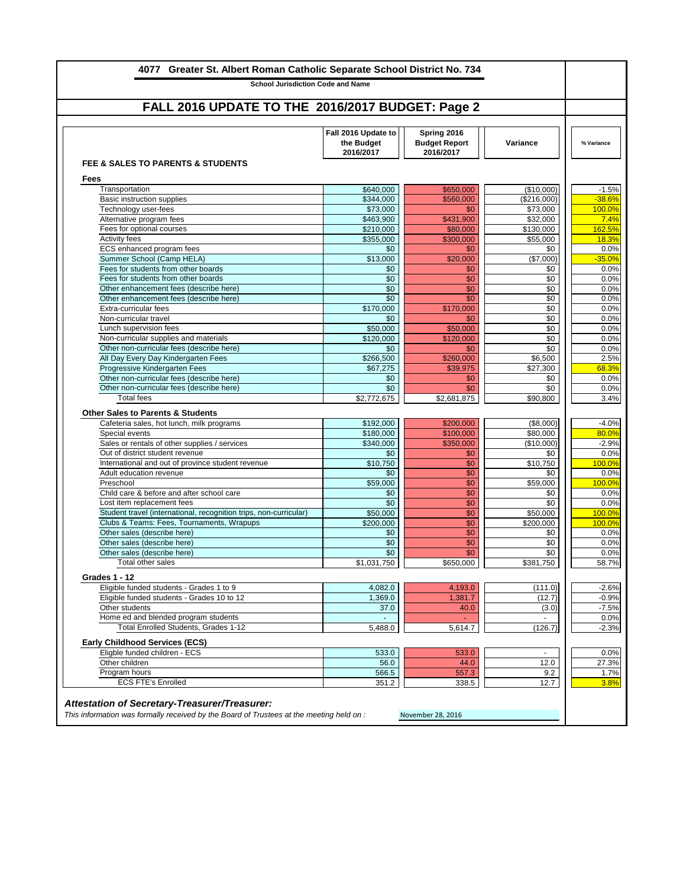## 4077 Greater St. Albert Roman Catholic Separate School District No. 734

**School Jurisdiction Code and Name**

# FALL 2016 UPDATE TO THE 2016/2017 BUDGET: Page 2

| FEE & SALES TO PARENTS & STUDENTS | Fall 2016 Update to the Budget 2016/2017 | Spring 2016 Budget Report 2016/2017 | Variance | % Variance |
|---|---|---|---|---|
| **Fees** | | | | |
| Transportation | $640,000 | $650,000 | ($10,000) | -1.5% |
| Basic instruction supplies | $344,000 | $560,000 | ($216,000) | -38.6% |
| Technology user-fees | $73,000 | $0 | $73,000 | 100.0% |
| Alternative program fees | $463,900 | $431,900 | $32,000 | 7.4% |
| Fees for optional courses | $210,000 | $80,000 | $130,000 | 162.5% |
| Activity fees | $355,000 | $300,000 | $55,000 | 18.3% |
| ECS enhanced program fees | $0 | $0 | $0 | 0.0% |
| Summer School (Camp HELA) | $13,000 | $20,000 | ($7,000) | -35.0% |
| Fees for students from other boards | $0 | $0 | $0 | 0.0% |
| Fees for students from other boards | $0 | $0 | $0 | 0.0% |
| Other enhancement fees (describe here) | $0 | $0 | $0 | 0.0% |
| Other enhancement fees (describe here) | $0 | $0 | $0 | 0.0% |
| Extra-curricular fees | $170,000 | $170,000 | $0 | 0.0% |
| Non-curricular travel | $0 | $0 | $0 | 0.0% |
| Lunch supervision fees | $50,000 | $50,000 | $0 | 0.0% |
| Non-curricular supplies and materials | $120,000 | $120,000 | $0 | 0.0% |
| Other non-curricular fees (describe here) | $0 | $0 | $0 | 0.0% |
| All Day Every Day Kindergarten Fees | $266,500 | $260,000 | $6,500 | 2.5% |
| Progressive Kindergarten Fees | $67,275 | $39,975 | $27,300 | 68.3% |
| Other non-curricular fees (describe here) | $0 | $0 | $0 | 0.0% |
| Other non-curricular fees (describe here) | $0 | $0 | $0 | 0.0% |
| Total fees | $2,772,675 | $2,681,875 | $90,800 | 3.4% |
| **Other Sales to Parents & Students** | | | | |
| Cafeteria sales, hot lunch, milk programs | $192,000 | $200,000 | ($8,000) | -4.0% |
| Special events | $180,000 | $100,000 | $80,000 | 80.0% |
| Sales or rentals of other supplies / services | $340,000 | $350,000 | ($10,000) | -2.9% |
| Out of district student revenue | $0 | $0 | $0 | 0.0% |
| International and out of province student revenue | $10,750 | $0 | $10,750 | 100.0% |
| Adult education revenue | $0 | $0 | $0 | 0.0% |
| Preschool | $59,000 | $0 | $59,000 | 100.0% |
| Child care & before and after school care | $0 | $0 | $0 | 0.0% |
| Lost item replacement fees | $0 | $0 | $0 | 0.0% |
| Student travel (international, recognition trips, non-curricular) | $50,000 | $0 | $50,000 | 100.0% |
| Clubs & Teams: Fees, Tournaments, Wrapups | $200,000 | $0 | $200,000 | 100.0% |
| Other sales (describe here) | $0 | $0 | $0 | 0.0% |
| Other sales (describe here) | $0 | $0 | $0 | 0.0% |
| Other sales (describe here) | $0 | $0 | $0 | 0.0% |
| Total other sales | $1,031,750 | $650,000 | $381,750 | 58.7% |
| **Grades 1 - 12** | | | | |
| Eligible funded students - Grades 1 to 9 | 4,082.0 | 4,193.0 | (111.0) | -2.6% |
| Eligible funded students - Grades 10 to 12 | 1,369.0 | 1,381.7 | (12.7) | -0.9% |
| Other students | 37.0 | 40.0 | (3.0) | -7.5% |
| Home ed and blended program students | - | - | - | 0.0% |
| Total Enrolled Students, Grades 1-12 | 5,488.0 | 5,614.7 | (126.7) | -2.3% |
| **Early Childhood Services (ECS)** | | | | |
| Eligble funded children - ECS | 533.0 | 533.0 | - | 0.0% |
| Other children | 56.0 | 44.0 | 12.0 | 27.3% |
| Program hours | 566.5 | 557.3 | 9.2 | 1.7% |
| ECS FTE's Enrolled | 351.2 | 338.5 | 12.7 | 3.8% |

***Attestation of Secretary-Treasurer/Treasurer:***

*This information was formally received by the Board of Trustees at the meeting held on :* November 28, 2016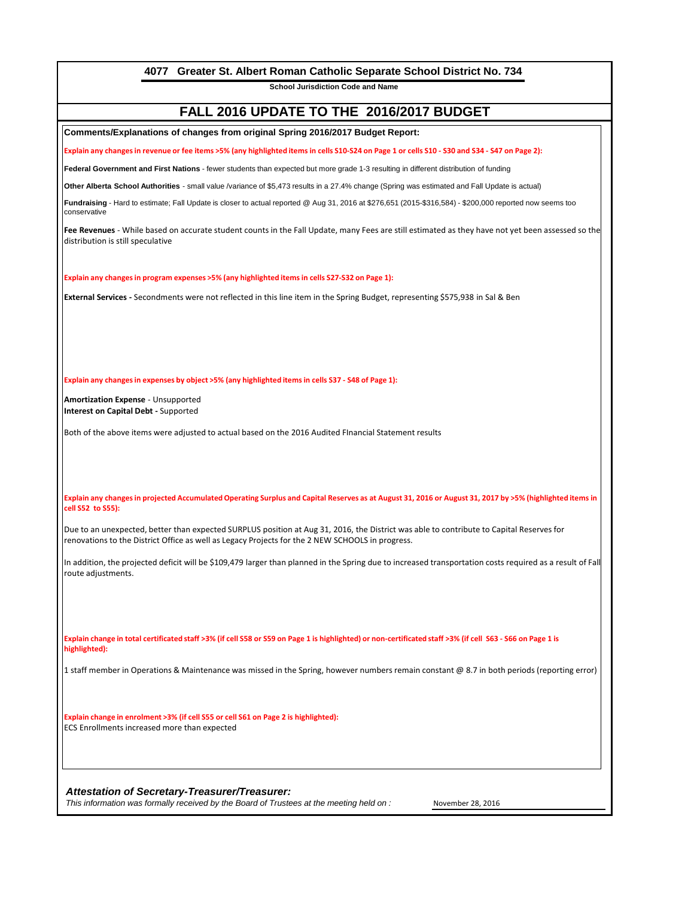**4077 Greater St. Albert Roman Catholic Separate School District No. 734**

School Jurisdiction Code and Name

# FALL 2016 UPDATE TO THE 2016/2017 BUDGET

**Comments/Explanations of changes from original Spring 2016/2017 Budget Report:**

**Explain any changes in revenue or fee items >5% (any highlighted items in cells S10-S24 on Page 1 or cells S10 - S30 and S34 - S47 on Page 2):**

**Federal Government and First Nations** - fewer students than expected but more grade 1-3 resulting in different distribution of funding

**Other Alberta School Authorities** - small value /variance of $5,473 results in a 27.4% change (Spring was estimated and Fall Update is actual)

**Fundraising** - Hard to estimate; Fall Update is closer to actual reported @ Aug 31, 2016 at $276,651 (2015-$316,584) - $200,000 reported now seems too conservative

**Fee Revenues** - While based on accurate student counts in the Fall Update, many Fees are still estimated as they have not yet been assessed so the distribution is still speculative

**Explain any changes in program expenses >5% (any highlighted items in cells S27-S32 on Page 1):**

**External Services -** Secondments were not reflected in this line item in the Spring Budget, representing $575,938 in Sal & Ben

**Explain any changes in expenses by object >5% (any highlighted items in cells S37 - S48 of Page 1):**

**Amortization Expense** - Unsupported
**Interest on Capital Debt -** Supported

Both of the above items were adjusted to actual based on the 2016 Audited FInancial Statement results

**Explain any changes in projected Accumulated Operating Surplus and Capital Reserves as at August 31, 2016 or August 31, 2017 by >5% (highlighted items in cell S52 to S55):**

Due to an unexpected, better than expected SURPLUS position at Aug 31, 2016, the District was able to contribute to Capital Reserves for renovations to the District Office as well as Legacy Projects for the 2 NEW SCHOOLS in progress.

In addition, the projected deficit will be $109,479 larger than planned in the Spring due to increased transportation costs required as a result of Fall route adjustments.

**Explain change in total certificated staff >3% (if cell S58 or S59 on Page 1 is highlighted) or non-certificated staff >3% (if cell S63 - S66 on Page 1 is highlighted):**

1 staff member in Operations & Maintenance was missed in the Spring, however numbers remain constant @ 8.7 in both periods (reporting error)

**Explain change in enrolment >3% (if cell S55 or cell S61 on Page 2 is highlighted):**
ECS Enrollments increased more than expected

***Attestation of Secretary-Treasurer/Treasurer:***
*This information was formally received by the Board of Trustees at the meeting held on :* November 28, 2016